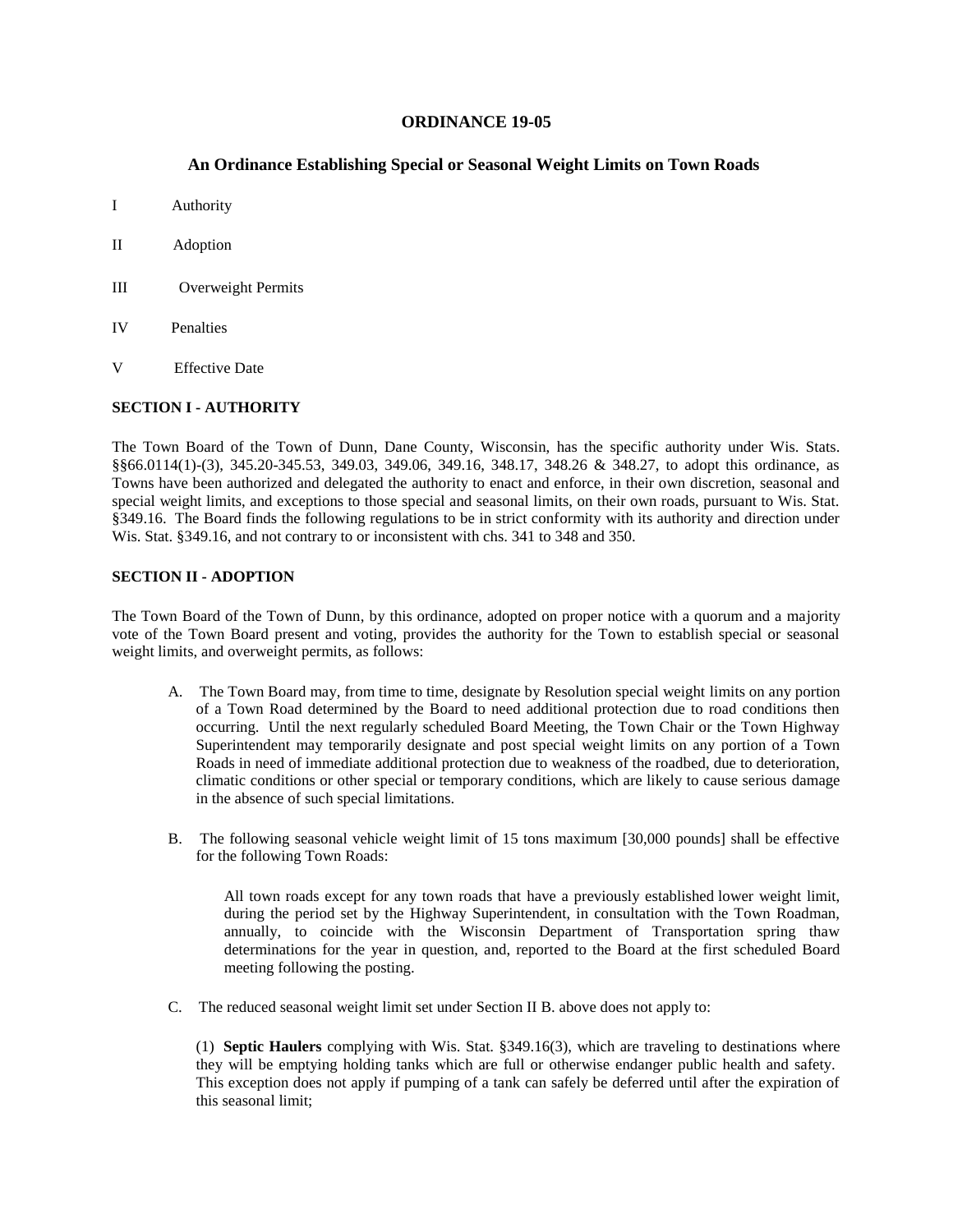# ORDINANCE 19-05

## An Ordinance Establishing Special or Seasonal Weight Limits on Town Roads

I Authority

II Adoption

III Overweight Permits

IV Penalties

V Effective Date

### SECTION I - AUTHORITY

The Town Board of the Town of Dunn, Dane County, Wisconsin, has the specific authority under Wis. Stats. §§66.0114(1)-(3), 345.20-345.53, 349.03, 349.06, 349.16, 348.17, 348.26 & 348.27, to adopt this ordinance, as Towns have been authorized and delegated the authority to enact and enforce, in their own discretion, seasonal and special weight limits, and exceptions to those special and seasonal limits, on their own roads, pursuant to Wis. Stat. §349.16. The Board finds the following regulations to be in strict conformity with its authority and direction under Wis. Stat. §349.16, and not contrary to or inconsistent with chs. 341 to 348 and 350.

### SECTION II - ADOPTION

The Town Board of the Town of Dunn, by this ordinance, adopted on proper notice with a quorum and a majority vote of the Town Board present and voting, provides the authority for the Town to establish special or seasonal weight limits, and overweight permits, as follows:

A. The Town Board may, from time to time, designate by Resolution special weight limits on any portion of a Town Road determined by the Board to need additional protection due to road conditions then occurring. Until the next regularly scheduled Board Meeting, the Town Chair or the Town Highway Superintendent may temporarily designate and post special weight limits on any portion of a Town Roads in need of immediate additional protection due to weakness of the roadbed, due to deterioration, climatic conditions or other special or temporary conditions, which are likely to cause serious damage in the absence of such special limitations.

B. The following seasonal vehicle weight limit of 15 tons maximum [30,000 pounds] shall be effective for the following Town Roads:

> All town roads except for any town roads that have a previously established lower weight limit, during the period set by the Highway Superintendent, in consultation with the Town Roadman, annually, to coincide with the Wisconsin Department of Transportation spring thaw determinations for the year in question, and, reported to the Board at the first scheduled Board meeting following the posting.

C. The reduced seasonal weight limit set under Section II B. above does not apply to:

(1) **Septic Haulers** complying with Wis. Stat. §349.16(3), which are traveling to destinations where they will be emptying holding tanks which are full or otherwise endanger public health and safety. This exception does not apply if pumping of a tank can safely be deferred until after the expiration of this seasonal limit;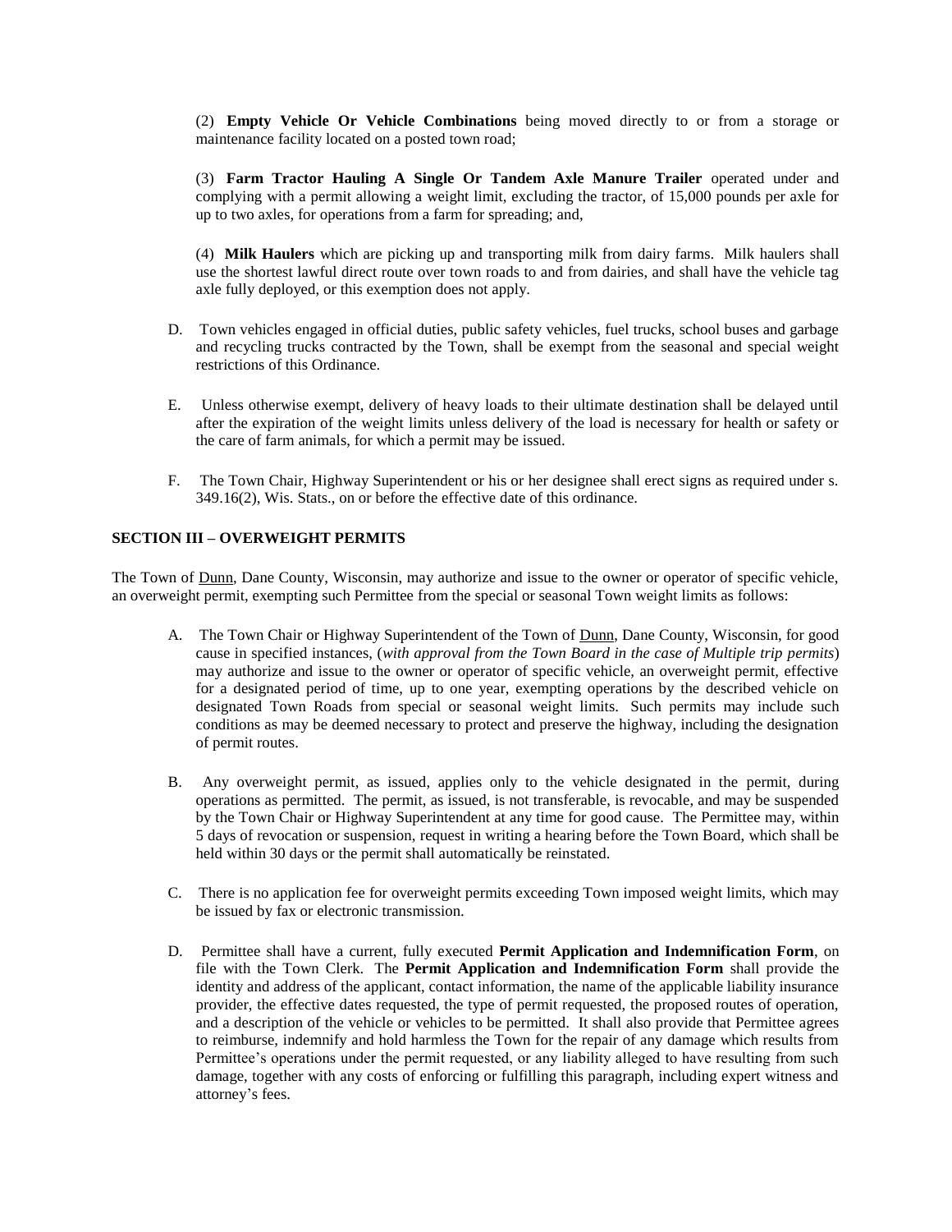(2) **Empty Vehicle Or Vehicle Combinations** being moved directly to or from a storage or maintenance facility located on a posted town road;

(3) **Farm Tractor Hauling A Single Or Tandem Axle Manure Trailer** operated under and complying with a permit allowing a weight limit, excluding the tractor, of 15,000 pounds per axle for up to two axles, for operations from a farm for spreading; and,

(4) **Milk Haulers** which are picking up and transporting milk from dairy farms. Milk haulers shall use the shortest lawful direct route over town roads to and from dairies, and shall have the vehicle tag axle fully deployed, or this exemption does not apply.

D. Town vehicles engaged in official duties, public safety vehicles, fuel trucks, school buses and garbage and recycling trucks contracted by the Town, shall be exempt from the seasonal and special weight restrictions of this Ordinance.

E. Unless otherwise exempt, delivery of heavy loads to their ultimate destination shall be delayed until after the expiration of the weight limits unless delivery of the load is necessary for health or safety or the care of farm animals, for which a permit may be issued.

F. The Town Chair, Highway Superintendent or his or her designee shall erect signs as required under s. 349.16(2), Wis. Stats., on or before the effective date of this ordinance.

**SECTION III – OVERWEIGHT PERMITS**

The Town of Dunn, Dane County, Wisconsin, may authorize and issue to the owner or operator of specific vehicle, an overweight permit, exempting such Permittee from the special or seasonal Town weight limits as follows:

A. The Town Chair or Highway Superintendent of the Town of Dunn, Dane County, Wisconsin, for good cause in specified instances, (*with approval from the Town Board in the case of Multiple trip permits*) may authorize and issue to the owner or operator of specific vehicle, an overweight permit, effective for a designated period of time, up to one year, exempting operations by the described vehicle on designated Town Roads from special or seasonal weight limits. Such permits may include such conditions as may be deemed necessary to protect and preserve the highway, including the designation of permit routes.

B. Any overweight permit, as issued, applies only to the vehicle designated in the permit, during operations as permitted. The permit, as issued, is not transferable, is revocable, and may be suspended by the Town Chair or Highway Superintendent at any time for good cause. The Permittee may, within 5 days of revocation or suspension, request in writing a hearing before the Town Board, which shall be held within 30 days or the permit shall automatically be reinstated.

C. There is no application fee for overweight permits exceeding Town imposed weight limits, which may be issued by fax or electronic transmission.

D. Permittee shall have a current, fully executed **Permit Application and Indemnification Form**, on file with the Town Clerk. The **Permit Application and Indemnification Form** shall provide the identity and address of the applicant, contact information, the name of the applicable liability insurance provider, the effective dates requested, the type of permit requested, the proposed routes of operation, and a description of the vehicle or vehicles to be permitted. It shall also provide that Permittee agrees to reimburse, indemnify and hold harmless the Town for the repair of any damage which results from Permittee's operations under the permit requested, or any liability alleged to have resulting from such damage, together with any costs of enforcing or fulfilling this paragraph, including expert witness and attorney's fees.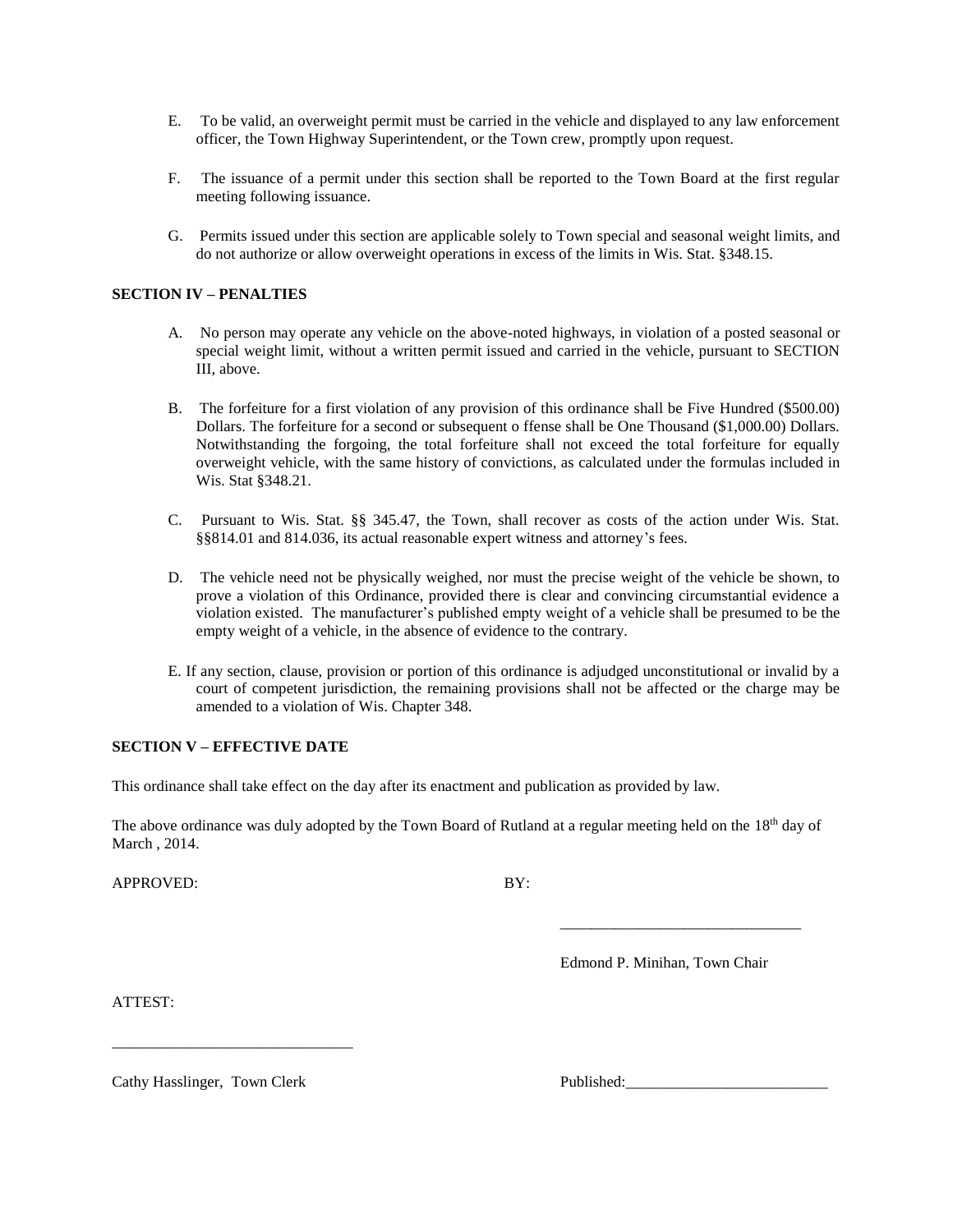E. To be valid, an overweight permit must be carried in the vehicle and displayed to any law enforcement officer, the Town Highway Superintendent, or the Town crew, promptly upon request.

F. The issuance of a permit under this section shall be reported to the Town Board at the first regular meeting following issuance.

G. Permits issued under this section are applicable solely to Town special and seasonal weight limits, and do not authorize or allow overweight operations in excess of the limits in Wis. Stat. §348.15.

**SECTION IV – PENALTIES**

A. No person may operate any vehicle on the above-noted highways, in violation of a posted seasonal or special weight limit, without a written permit issued and carried in the vehicle, pursuant to SECTION III, above.

B. The forfeiture for a first violation of any provision of this ordinance shall be Five Hundred ($500.00) Dollars. The forfeiture for a second or subsequent o ffense shall be One Thousand ($1,000.00) Dollars. Notwithstanding the forgoing, the total forfeiture shall not exceed the total forfeiture for equally overweight vehicle, with the same history of convictions, as calculated under the formulas included in Wis. Stat §348.21.

C. Pursuant to Wis. Stat. §§ 345.47, the Town, shall recover as costs of the action under Wis. Stat. §§814.01 and 814.036, its actual reasonable expert witness and attorney's fees.

D. The vehicle need not be physically weighed, nor must the precise weight of the vehicle be shown, to prove a violation of this Ordinance, provided there is clear and convincing circumstantial evidence a violation existed. The manufacturer's published empty weight of a vehicle shall be presumed to be the empty weight of a vehicle, in the absence of evidence to the contrary.

E. If any section, clause, provision or portion of this ordinance is adjudged unconstitutional or invalid by a court of competent jurisdiction, the remaining provisions shall not be affected or the charge may be amended to a violation of Wis. Chapter 348.

**SECTION V – EFFECTIVE DATE**

This ordinance shall take effect on the day after its enactment and publication as provided by law.

The above ordinance was duly adopted by the Town Board of Rutland at a regular meeting held on the 18th day of March , 2014.

APPROVED: BY:

_______________________________

Edmond P. Minihan, Town Chair

ATTEST:

_______________________________

Cathy Hasslinger, Town Clerk

Published:__________________________